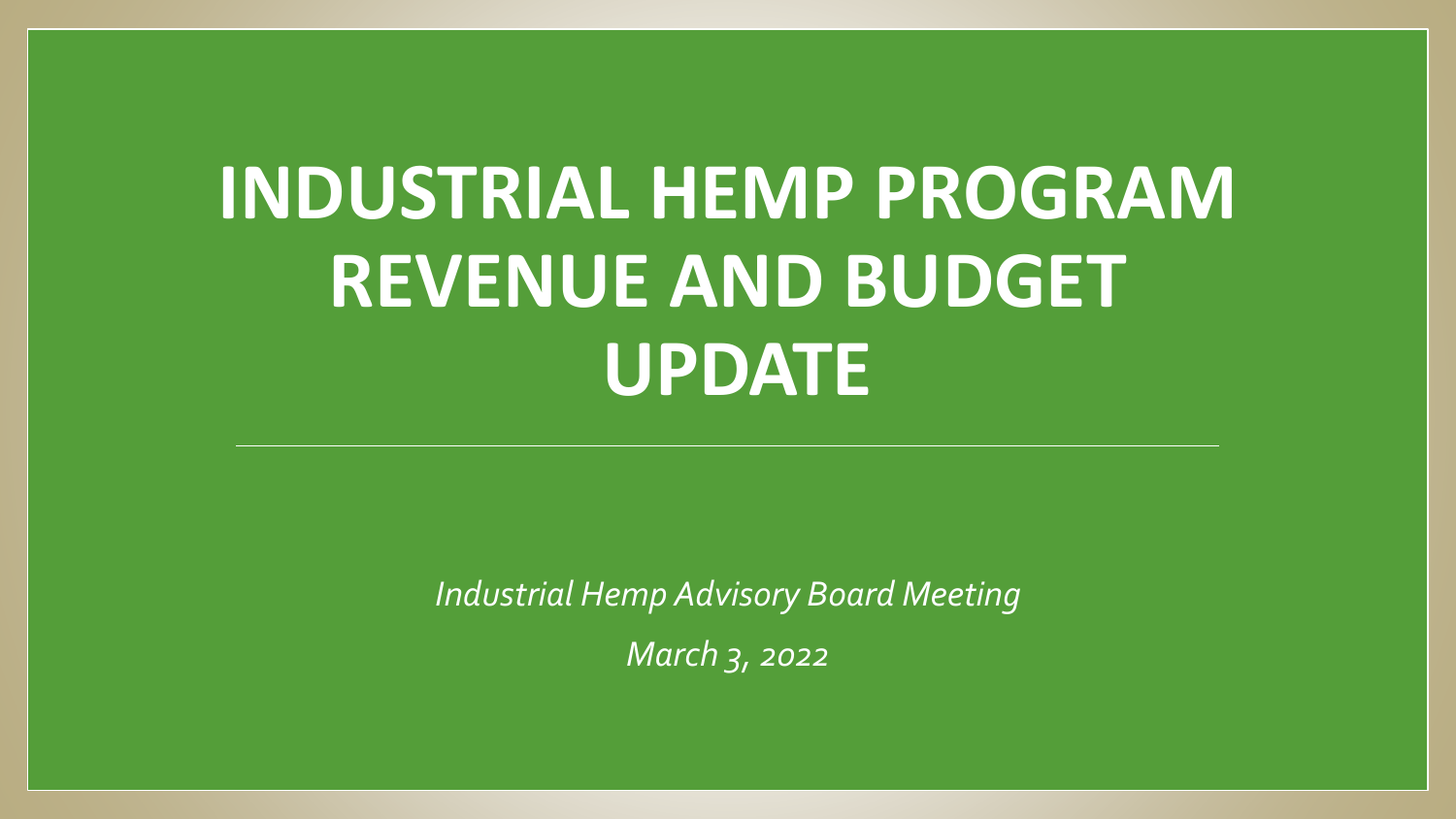# INDUSTRIAL HEMP PROGRAM REVENUE AND BUDGET UPDATE

*Industrial Hemp Advisory Board Meeting*

*March 3, 2022*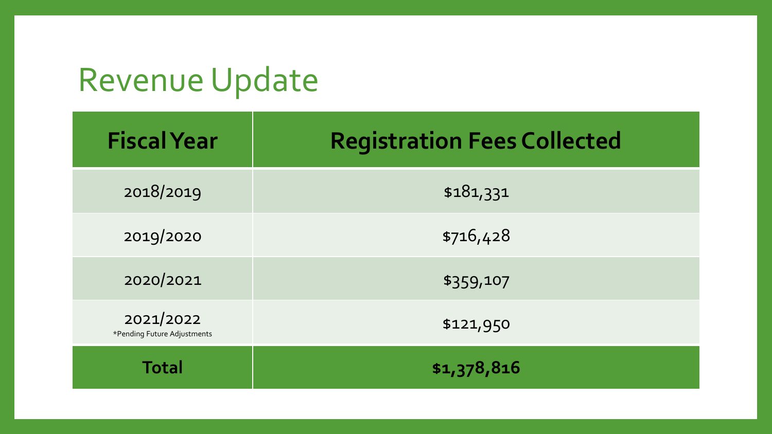# Revenue Update

| Fiscal Year | Registration Fees Collected |
|---|---|
| 2018/2019 | $181,331 |
| 2019/2020 | $716,428 |
| 2020/2021 | $359,107 |
| 2021/2022 *Pending Future Adjustments | $121,950 |
| **Total** | **$1,378,816** |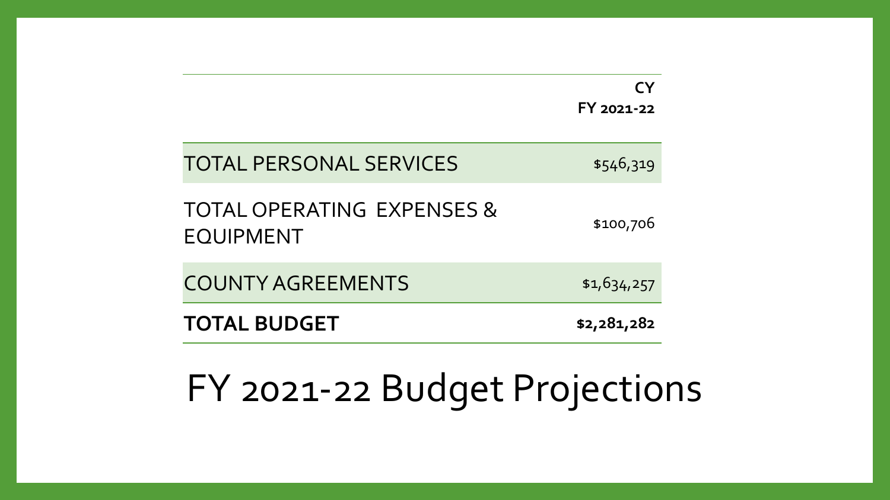# FY 2021-22 Budget Projections

| | CY FY 2021-22 |
|---|---|
| TOTAL PERSONAL SERVICES | $546,319 |
| TOTAL OPERATING EXPENSES & EQUIPMENT | $100,706 |
| COUNTY AGREEMENTS | $1,634,257 |
| **TOTAL BUDGET** | **$2,281,282** |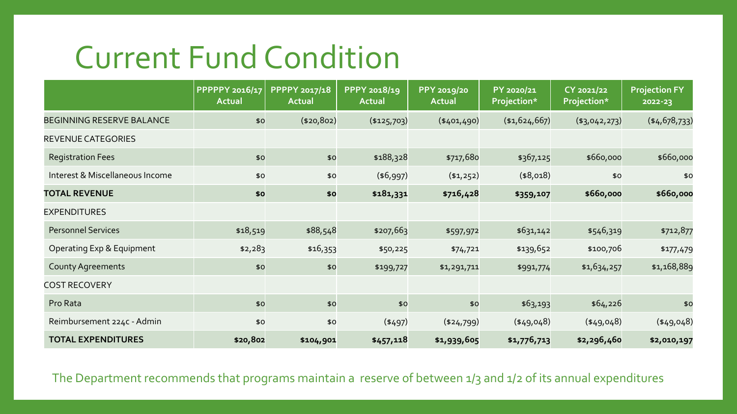# Current Fund Condition

| | PPPPPY 2016/17 Actual | PPPPY 2017/18 Actual | PPPY 2018/19 Actual | PPY 2019/20 Actual | PY 2020/21 Projection* | CY 2021/22 Projection* | Projection FY 2022-23 |
|---|---|---|---|---|---|---|---|
| BEGINNING RESERVE BALANCE | $0 | ($20,802) | ($125,703) | ($401,490) | ($1,624,667) | ($3,042,273) | ($4,678,733) |
| REVENUE CATEGORIES | | | | | | | |
| Registration Fees | $0 | $0 | $188,328 | $717,680 | $367,125 | $660,000 | $660,000 |
| Interest & Miscellaneous Income | $0 | $0 | ($6,997) | ($1,252) | ($8,018) | $0 | $0 |
| **TOTAL REVENUE** | **$0** | **$0** | **$181,331** | **$716,428** | **$359,107** | **$660,000** | **$660,000** |
| EXPENDITURES | | | | | | | |
| Personnel Services | $18,519 | $88,548 | $207,663 | $597,972 | $631,142 | $546,319 | $712,877 |
| Operating Exp & Equipment | $2,283 | $16,353 | $50,225 | $74,721 | $139,652 | $100,706 | $177,479 |
| County Agreements | $0 | $0 | $199,727 | $1,291,711 | $991,774 | $1,634,257 | $1,168,889 |
| COST RECOVERY | | | | | | | |
| Pro Rata | $0 | $0 | $0 | $0 | $63,193 | $64,226 | $0 |
| Reimbursement 224c - Admin | $0 | $0 | ($497) | ($24,799) | ($49,048) | ($49,048) | ($49,048) |
| **TOTAL EXPENDITURES** | **$20,802** | **$104,901** | **$457,118** | **$1,939,605** | **$1,776,713** | **$2,296,460** | **$2,010,197** |

The Department recommends that programs maintain a reserve of between 1/3 and 1/2 of its annual expenditures